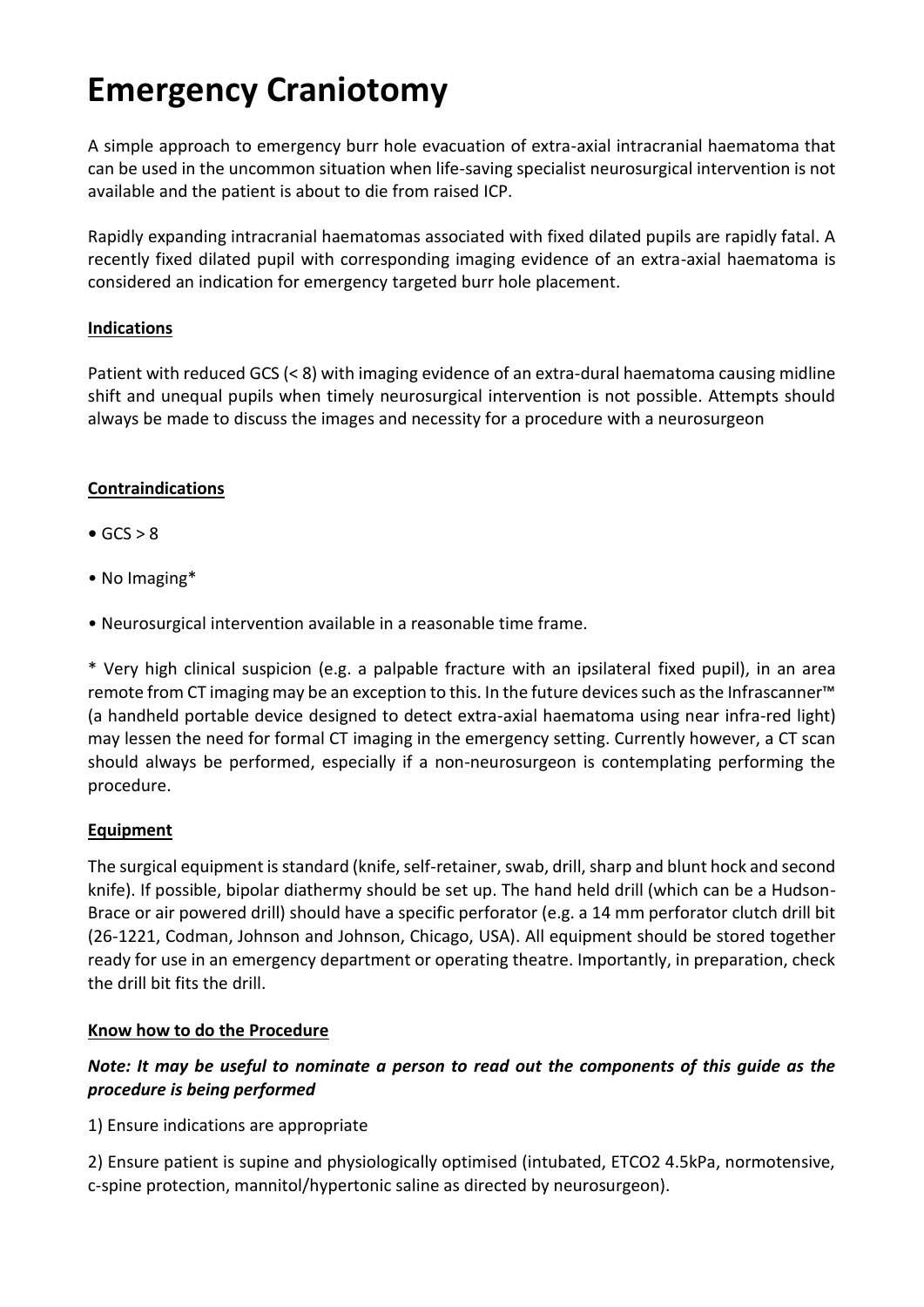# Emergency Craniotomy

A simple approach to emergency burr hole evacuation of extra-axial intracranial haematoma that can be used in the uncommon situation when life-saving specialist neurosurgical intervention is not available and the patient is about to die from raised ICP.

Rapidly expanding intracranial haematomas associated with fixed dilated pupils are rapidly fatal. A recently fixed dilated pupil with corresponding imaging evidence of an extra-axial haematoma is considered an indication for emergency targeted burr hole placement.

## Indications

Patient with reduced GCS (< 8) with imaging evidence of an extra-dural haematoma causing midline shift and unequal pupils when timely neurosurgical intervention is not possible. Attempts should always be made to discuss the images and necessity for a procedure with a neurosurgeon

## Contraindications

- GCS > 8
- No Imaging*
- Neurosurgical intervention available in a reasonable time frame.

* Very high clinical suspicion (e.g. a palpable fracture with an ipsilateral fixed pupil), in an area remote from CT imaging may be an exception to this. In the future devices such as the Infrascanner™ (a handheld portable device designed to detect extra-axial haematoma using near infra-red light) may lessen the need for formal CT imaging in the emergency setting. Currently however, a CT scan should always be performed, especially if a non-neurosurgeon is contemplating performing the procedure.

## Equipment

The surgical equipment is standard (knife, self-retainer, swab, drill, sharp and blunt hock and second knife). If possible, bipolar diathermy should be set up. The hand held drill (which can be a Hudson-Brace or air powered drill) should have a specific perforator (e.g. a 14 mm perforator clutch drill bit (26-1221, Codman, Johnson and Johnson, Chicago, USA). All equipment should be stored together ready for use in an emergency department or operating theatre. Importantly, in preparation, check the drill bit fits the drill.

## Know how to do the Procedure

***Note: It may be useful to nominate a person to read out the components of this guide as the procedure is being performed***

1) Ensure indications are appropriate

2) Ensure patient is supine and physiologically optimised (intubated, $ETCO_2$ 4.5kPa, normotensive, c-spine protection, mannitol/hypertonic saline as directed by neurosurgeon).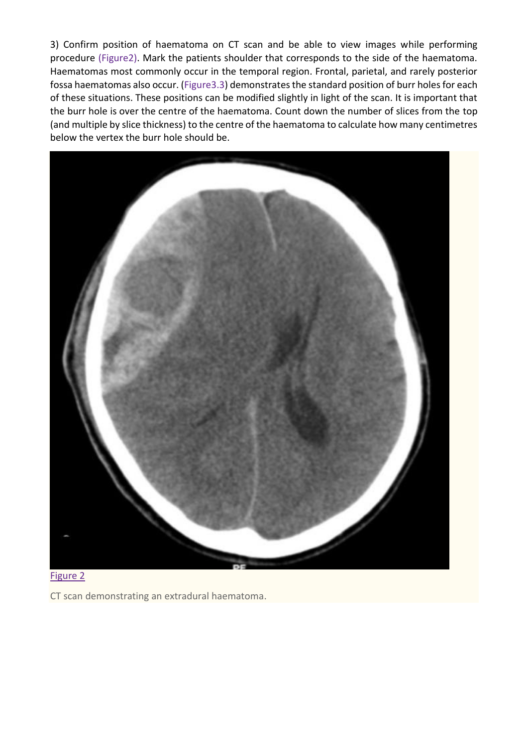3) Confirm position of haematoma on CT scan and be able to view images while performing procedure (Figure2). Mark the patients shoulder that corresponds to the side of the haematoma. Haematomas most commonly occur in the temporal region. Frontal, parietal, and rarely posterior fossa haematomas also occur. (Figure3.3) demonstrates the standard position of burr holes for each of these situations. These positions can be modified slightly in light of the scan. It is important that the burr hole is over the centre of the haematoma. Count down the number of slices from the top (and multiple by slice thickness) to the centre of the haematoma to calculate how many centimetres below the vertex the burr hole should be.

Figure 2

CT scan demonstrating an extradural haematoma.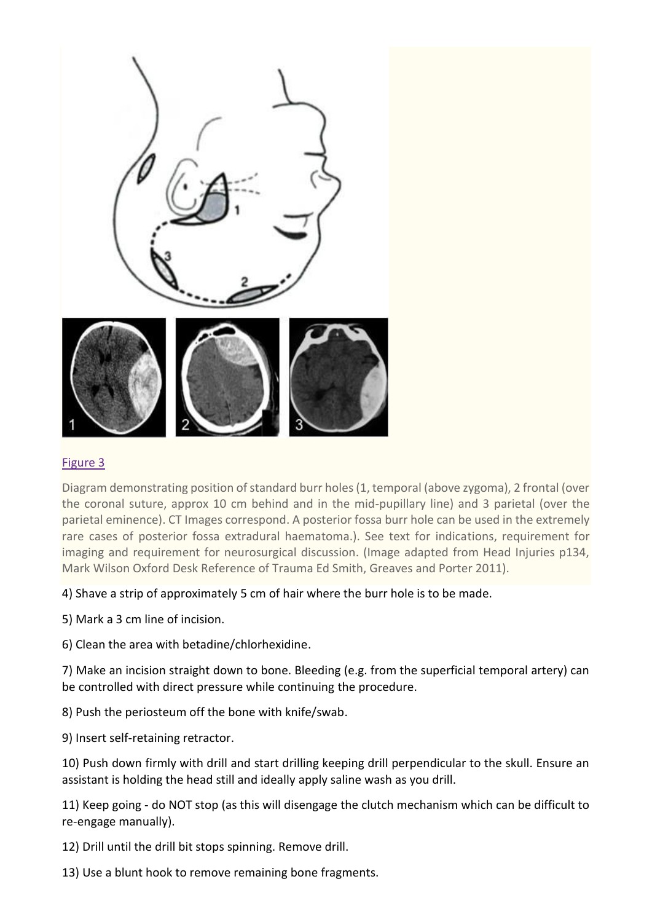Figure 3

Diagram demonstrating position of standard burr holes (1, temporal (above zygoma), 2 frontal (over the coronal suture, approx 10 cm behind and in the mid-pupillary line) and 3 parietal (over the parietal eminence). CT Images correspond. A posterior fossa burr hole can be used in the extremely rare cases of posterior fossa extradural haematoma.). See text for indications, requirement for imaging and requirement for neurosurgical discussion. (Image adapted from Head Injuries p134, Mark Wilson Oxford Desk Reference of Trauma Ed Smith, Greaves and Porter 2011).

4) Shave a strip of approximately 5 cm of hair where the burr hole is to be made.

5) Mark a 3 cm line of incision.

6) Clean the area with betadine/chlorhexidine.

7) Make an incision straight down to bone. Bleeding (e.g. from the superficial temporal artery) can be controlled with direct pressure while continuing the procedure.

8) Push the periosteum off the bone with knife/swab.

9) Insert self-retaining retractor.

10) Push down firmly with drill and start drilling keeping drill perpendicular to the skull. Ensure an assistant is holding the head still and ideally apply saline wash as you drill.

11) Keep going - do NOT stop (as this will disengage the clutch mechanism which can be difficult to re-engage manually).

12) Drill until the drill bit stops spinning. Remove drill.

13) Use a blunt hook to remove remaining bone fragments.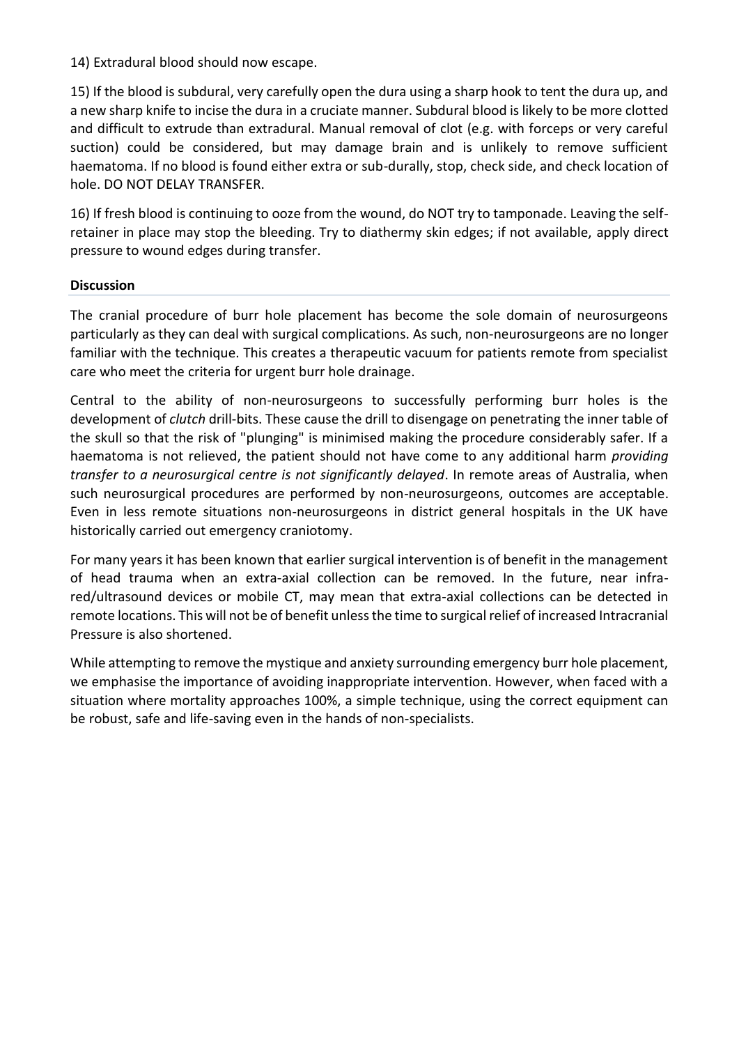14) Extradural blood should now escape.

15) If the blood is subdural, very carefully open the dura using a sharp hook to tent the dura up, and a new sharp knife to incise the dura in a cruciate manner. Subdural blood is likely to be more clotted and difficult to extrude than extradural. Manual removal of clot (e.g. with forceps or very careful suction) could be considered, but may damage brain and is unlikely to remove sufficient haematoma. If no blood is found either extra or sub-durally, stop, check side, and check location of hole. DO NOT DELAY TRANSFER.

16) If fresh blood is continuing to ooze from the wound, do NOT try to tamponade. Leaving the self-retainer in place may stop the bleeding. Try to diathermy skin edges; if not available, apply direct pressure to wound edges during transfer.

**Discussion**

The cranial procedure of burr hole placement has become the sole domain of neurosurgeons particularly as they can deal with surgical complications. As such, non-neurosurgeons are no longer familiar with the technique. This creates a therapeutic vacuum for patients remote from specialist care who meet the criteria for urgent burr hole drainage.

Central to the ability of non-neurosurgeons to successfully performing burr holes is the development of *clutch* drill-bits. These cause the drill to disengage on penetrating the inner table of the skull so that the risk of "plunging" is minimised making the procedure considerably safer. If a haematoma is not relieved, the patient should not have come to any additional harm *providing transfer to a neurosurgical centre is not significantly delayed*. In remote areas of Australia, when such neurosurgical procedures are performed by non-neurosurgeons, outcomes are acceptable. Even in less remote situations non-neurosurgeons in district general hospitals in the UK have historically carried out emergency craniotomy.

For many years it has been known that earlier surgical intervention is of benefit in the management of head trauma when an extra-axial collection can be removed. In the future, near infra-red/ultrasound devices or mobile CT, may mean that extra-axial collections can be detected in remote locations. This will not be of benefit unless the time to surgical relief of increased Intracranial Pressure is also shortened.

While attempting to remove the mystique and anxiety surrounding emergency burr hole placement, we emphasise the importance of avoiding inappropriate intervention. However, when faced with a situation where mortality approaches 100%, a simple technique, using the correct equipment can be robust, safe and life-saving even in the hands of non-specialists.